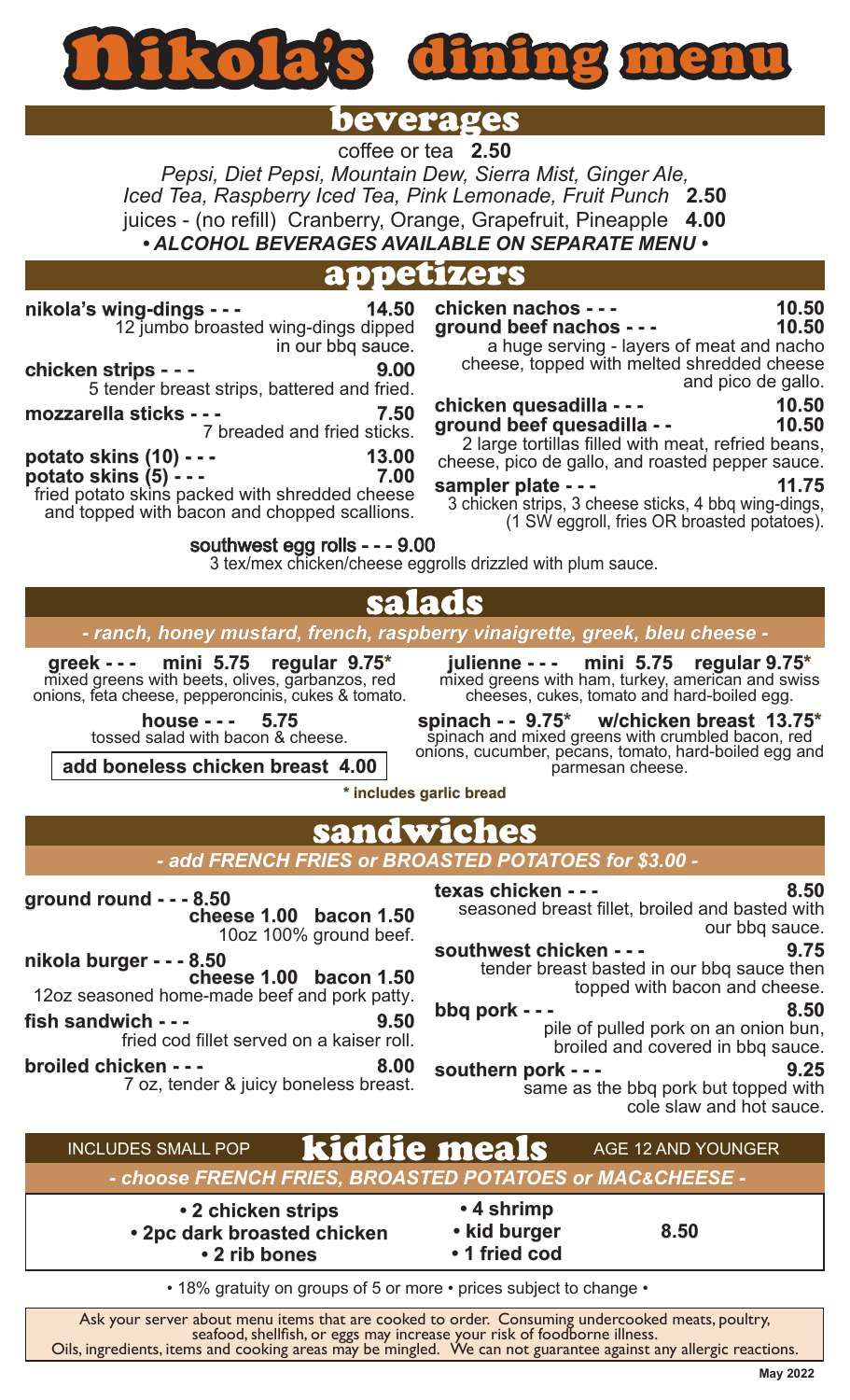# Nikola's dining menu

## beverages

coffee or tea **2.50**

*Pepsi, Diet Pepsi, Mountain Dew, Sierra Mist, Ginger Ale, Iced Tea, Raspberry Iced Tea, Pink Lemonade, Fruit Punch* **2.50**

juices - (no refill) Cranberry, Orange, Grapefruit, Pineapple **4.00**

***• ALCOHOL BEVERAGES AVAILABLE ON SEPARATE MENU •***

## appetizers

**nikola's wing-dings - - - 14.50**
12 jumbo broasted wing-dings dipped in our bbq sauce.

**chicken strips - - - 9.00**
5 tender breast strips, battered and fried.

**mozzarella sticks - - - 7.50**
7 breaded and fried sticks.

**potato skins (10) - - - 13.00**
**potato skins (5) - - - 7.00**
fried potato skins packed with shredded cheese and topped with bacon and chopped scallions.

**chicken nachos - - - 10.50**
**ground beef nachos - - - 10.50**
a huge serving - layers of meat and nacho cheese, topped with melted shredded cheese and pico de gallo.

**chicken quesadilla - - - 10.50**
**ground beef quesadilla - - 10.50**
2 large tortillas filled with meat, refried beans, cheese, pico de gallo, and roasted pepper sauce.

**sampler plate - - - 11.75**
3 chicken strips, 3 cheese sticks, 4 bbq wing-dings, (1 SW eggroll, fries OR broasted potatoes).

**southwest egg rolls - - - 9.00**
3 tex/mex chicken/cheese eggrolls drizzled with plum sauce.

## salads

***- ranch, honey mustard, french, raspberry vinaigrette, greek, bleu cheese -***

**greek - - - mini 5.75 regular 9.75***
mixed greens with beets, olives, garbanzos, red onions, feta cheese, pepperoncinis, cukes & tomato.

**house - - - 5.75**
tossed salad with bacon & cheese.

**add boneless chicken breast 4.00**

**julienne - - - mini 5.75 regular 9.75***
mixed greens with ham, turkey, american and swiss cheeses, cukes, tomato and hard-boiled egg.

**spinach - - 9.75* w/chicken breast 13.75***
spinach and mixed greens with crumbled bacon, red onions, cucumber, pecans, tomato, hard-boiled egg and parmesan cheese.

**\* includes garlic bread**

## sandwiches

***- add FRENCH FRIES or BROASTED POTATOES for $3.00 -***

**ground round - - - 8.50**
**cheese 1.00 bacon 1.50**
10oz 100% ground beef.

**nikola burger - - - 8.50**
**cheese 1.00 bacon 1.50**
12oz seasoned home-made beef and pork patty.

**fish sandwich - - - 9.50**
fried cod fillet served on a kaiser roll.

**broiled chicken - - - 8.00**
7 oz, tender & juicy boneless breast.

**texas chicken - - - 8.50**
seasoned breast fillet, broiled and basted with our bbq sauce.

**southwest chicken - - - 9.75**
tender breast basted in our bbq sauce then topped with bacon and cheese.

**bbq pork - - - 8.50**
pile of pulled pork on an onion bun, broiled and covered in bbq sauce.

**southern pork - - - 9.25**
same as the bbq pork but topped with cole slaw and hot sauce.

## kiddie meals

INCLUDES SMALL POP — AGE 12 AND YOUNGER

***- choose FRENCH FRIES, BROASTED POTATOES or MAC&CHEESE -***

- **2 chicken strips**
- **2pc dark broasted chicken**
- **2 rib bones**
- **4 shrimp**
- **kid burger**
- **1 fried cod**

**8.50**

• 18% gratuity on groups of 5 or more • prices subject to change •

Ask your server about menu items that are cooked to order. Consuming undercooked meats, poultry, seafood, shellfish, or eggs may increase your risk of foodborne illness. Oils, ingredients, items and cooking areas may be mingled. We can not guarantee against any allergic reactions.

**May 2022**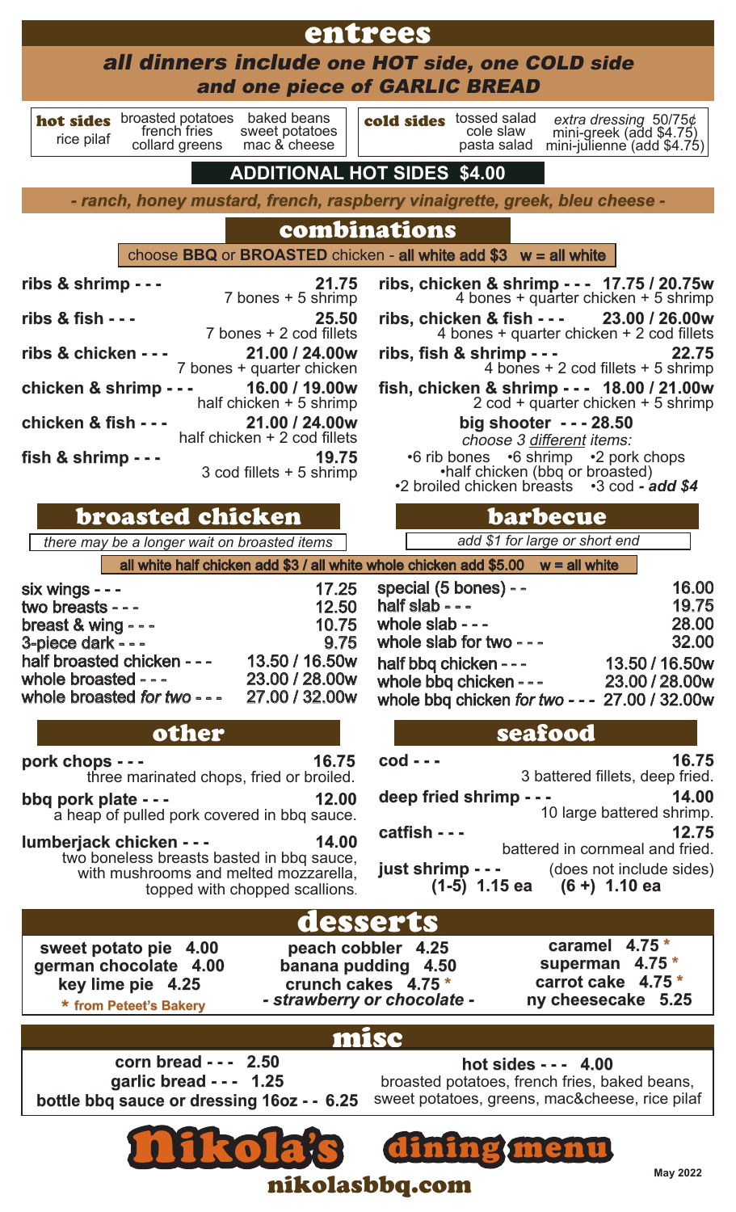# entrees

***all dinners include one HOT side, one COLD side and one piece of GARLIC BREAD***

**hot sides** rice pilaf, broasted potatoes, french fries, collard greens, baked beans, sweet potatoes, mac & cheese

**cold sides** tossed salad, cole slaw, pasta salad

*extra dressing 50/75¢*
*mini-greek (add $4.75)*
*mini-julienne (add $4.75)*

**ADDITIONAL HOT SIDES $4.00**

*- ranch, honey mustard, french, raspberry vinaigrette, greek, bleu cheese -*

## combinations

choose **BBQ** or **BROASTED** chicken - all white add $3 w = all white

**ribs & shrimp - - -** **21.75**
7 bones + 5 shrimp

**ribs & fish - - -** **25.50**
7 bones + 2 cod fillets

**ribs & chicken - - -** **21.00 / 24.00w**
7 bones + quarter chicken

**chicken & shrimp - - -** **16.00 / 19.00w**
half chicken + 5 shrimp

**chicken & fish - - -** **21.00 / 24.00w**
half chicken + 2 cod fillets

**fish & shrimp - - -** **19.75**
3 cod fillets + 5 shrimp

**ribs, chicken & shrimp - - -** **17.75 / 20.75w**
4 bones + quarter chicken + 5 shrimp

**ribs, chicken & fish - - -** **23.00 / 26.00w**
4 bones + quarter chicken + 2 cod fillets

**ribs, fish & shrimp - - -** **22.75**
4 bones + 2 cod fillets + 5 shrimp

**fish, chicken & shrimp - - -** **18.00 / 21.00w**
2 cod + quarter chicken + 5 shrimp

**big shooter - - - 28.50**
*choose 3 different items:*
•6 rib bones •6 shrimp •2 pork chops
•half chicken (bbq or broasted)
•2 broiled chicken breasts •3 cod ***- add $4***

## broasted chicken

*there may be a longer wait on broasted items*

all white half chicken add $3 / all white whole chicken add $5.00 w = all white

| | |
|---|---|
| six wings - - - | 17.25 |
| two breasts - - - | 12.50 |
| breast & wing - - - | 10.75 |
| 3-piece dark - - - | 9.75 |
| half broasted chicken - - - | 13.50 / 16.50w |
| whole broasted - - - | 23.00 / 28.00w |
| whole broasted *for two* - - - | 27.00 / 32.00w |

## barbecue

*add $1 for large or short end*

| | |
|---|---|
| special (5 bones) - - | 16.00 |
| half slab - - - | 19.75 |
| whole slab - - - | 28.00 |
| whole slab for two - - - | 32.00 |
| half bbq chicken - - - | 13.50 / 16.50w |
| whole bbq chicken - - - | 23.00 / 28.00w |
| whole bbq chicken *for two* - - - | 27.00 / 32.00w |

## other

**pork chops - - -** **16.75**
three marinated chops, fried or broiled.

**bbq pork plate - - -** **12.00**
a heap of pulled pork covered in bbq sauce.

**lumberjack chicken - - -** **14.00**
two boneless breasts basted in bbq sauce, with mushrooms and melted mozzarella, topped with chopped scallions.

## seafood

**cod - - -** **16.75**
3 battered fillets, deep fried.

**deep fried shrimp - - -** **14.00**
10 large battered shrimp.

**catfish - - -** **12.75**
battered in cornmeal and fried.

**just shrimp - - -** (does not include sides)
**(1-5) 1.15 ea** **(6 +) 1.10 ea**

# desserts

**sweet potato pie 4.00**
**german chocolate 4.00**
**key lime pie 4.25**
**peach cobbler 4.25**
**banana pudding 4.50**
**crunch cakes 4.75 ***
***- strawberry or chocolate -***
**caramel 4.75 ***
**superman 4.75 ***
**carrot cake 4.75 ***
**ny cheesecake 5.25**

*** from Peteet's Bakery**

# misc

**corn bread - - - 2.50**
**garlic bread - - - 1.25**
**bottle bbq sauce or dressing 16oz - - 6.25**

**hot sides - - - 4.00**
broasted potatoes, french fries, baked beans, sweet potatoes, greens, mac&cheese, rice pilaf

# Nikola's dining menu

nikolasbbq.com

May 2022